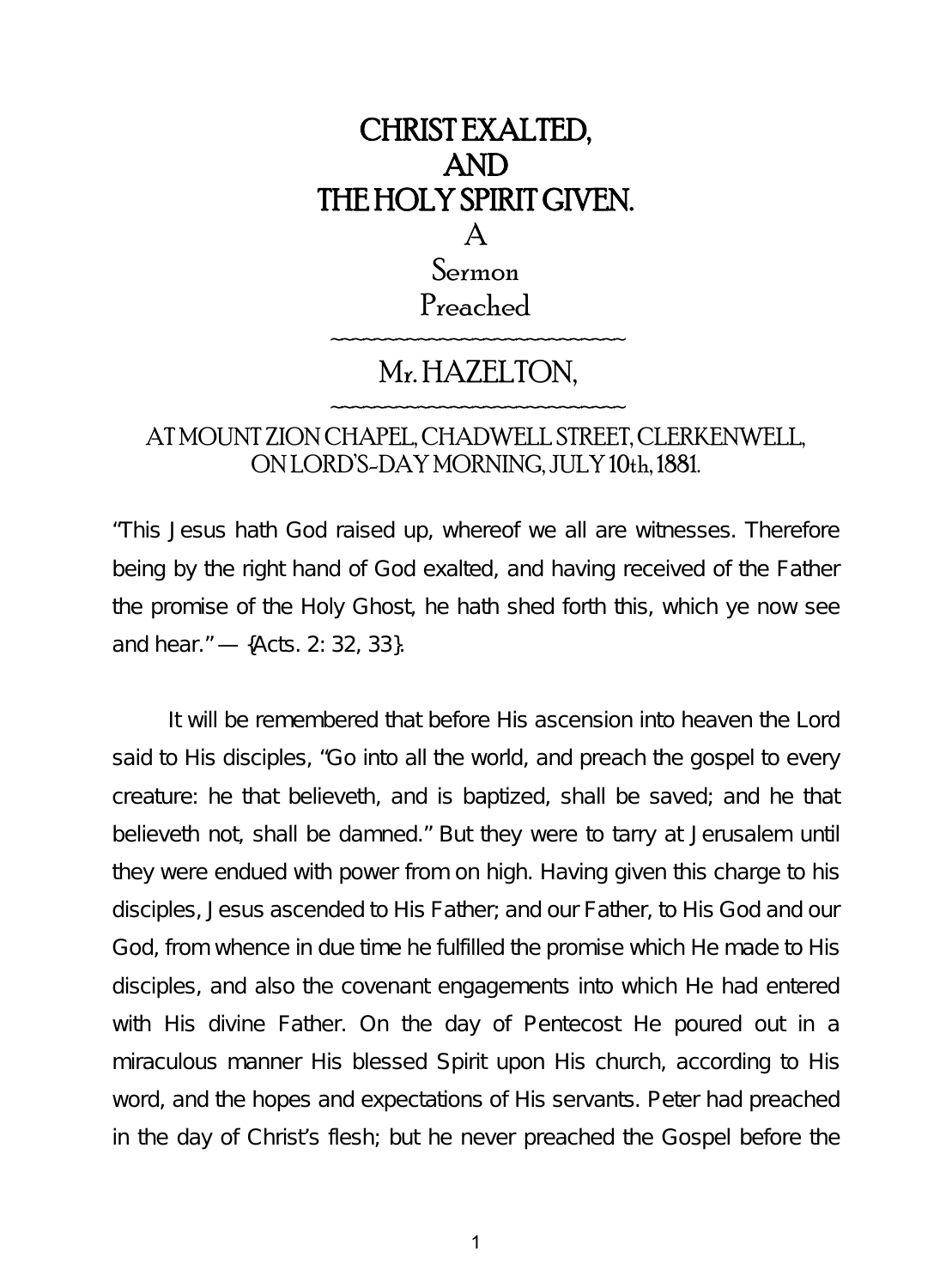# CHRIST EXALTED, AND THE HOLY SPIRIT GIVEN.

## A Sermon Preached

~~~~~~~~~~~~~~~~~~~~~~~~~~~~

## Mr. HAZELTON,

~~~~~~~~~~~~~~~~~~~~~~~~~~~~

### AT MOUNT ZION CHAPEL, CHADWELL STREET, CLERKENWELL, ON LORD'S-DAY MORNING, JULY 10th, 1881.

"This Jesus hath God raised up, whereof we all are witnesses. Therefore being by the right hand of God exalted, and having received of the Father the promise of the Holy Ghost, he hath shed forth this, which ye now see and hear." — {Acts. 2: 32, 33}.

It will be remembered that before His ascension into heaven the Lord said to His disciples, "Go into all the world, and preach the gospel to every creature: he that believeth, and is baptized, shall be saved; and he that believeth not, shall be damned." But they were to tarry at Jerusalem until they were endued with power from on high. Having given this charge to his disciples, Jesus ascended to His Father; and our Father, to His God and our God, from whence in due time he fulfilled the promise which He made to His disciples, and also the covenant engagements into which He had entered with His divine Father. On the day of Pentecost He poured out in a miraculous manner His blessed Spirit upon His church, according to His word, and the hopes and expectations of His servants. Peter had preached in the day of Christ's flesh; but he never preached the Gospel before the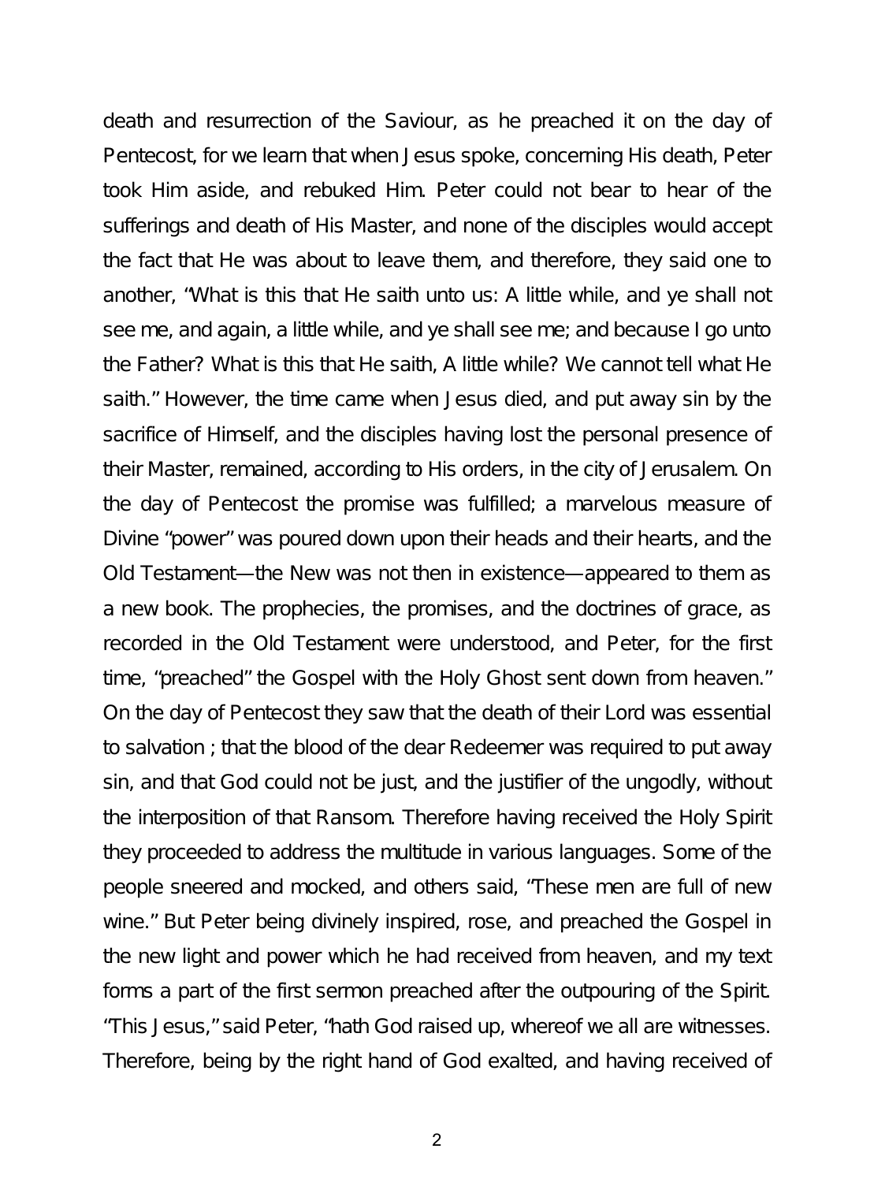death and resurrection of the Saviour, as he preached it on the day of Pentecost, for we learn that when Jesus spoke, concerning His death, Peter took Him aside, and rebuked Him. Peter could not bear to hear of the sufferings and death of His Master, and none of the disciples would accept the fact that He was about to leave them, and therefore, they said one to another, "What is this that He saith unto us: A little while, and ye shall not see me, and again, a little while, and ye shall see me; and because I go unto the Father? What is this that He saith, A little while? We cannot tell what He saith." However, the time came when Jesus died, and put away sin by the sacrifice of Himself, and the disciples having lost the personal presence of their Master, remained, according to His orders, in the city of Jerusalem. On the day of Pentecost the promise was fulfilled; a marvelous measure of Divine "power" was poured down upon their heads and their hearts, and the Old Testament—the New was not then in existence—appeared to them as a new book. The prophecies, the promises, and the doctrines of grace, as recorded in the Old Testament were understood, and Peter, for the first time, "preached" the Gospel with the Holy Ghost sent down from heaven." On the day of Pentecost they saw that the death of their Lord was essential to salvation ; that the blood of the dear Redeemer was required to put away sin, and that God could not be just, and the justifier of the ungodly, without the interposition of that Ransom. Therefore having received the Holy Spirit they proceeded to address the multitude in various languages. Some of the people sneered and mocked, and others said, "These men are full of new wine." But Peter being divinely inspired, rose, and preached the Gospel in the new light and power which he had received from heaven, and my text forms a part of the first sermon preached after the outpouring of the Spirit. "This Jesus," said Peter, "hath God raised up, whereof we all are witnesses. Therefore, being by the right hand of God exalted, and having received of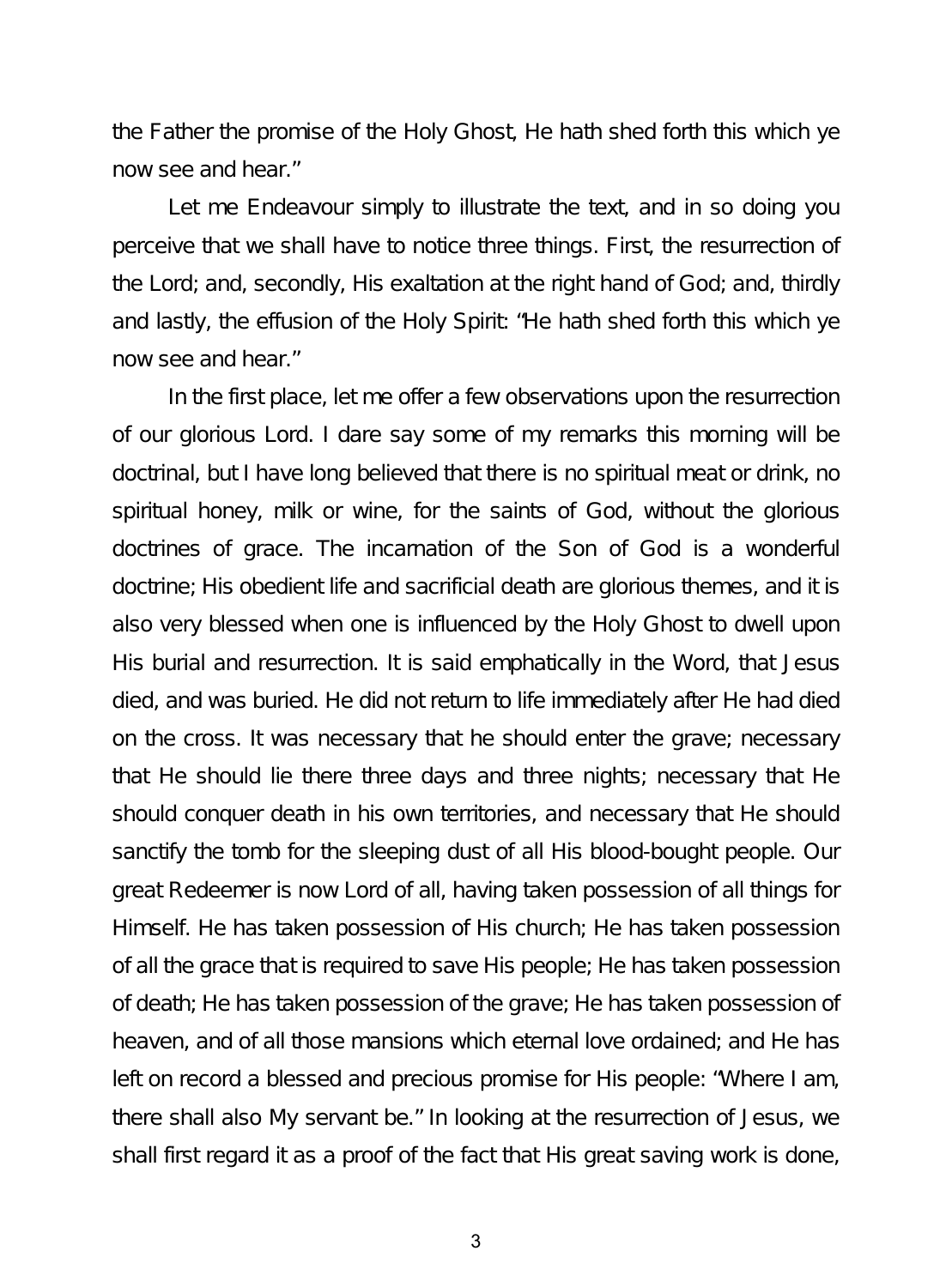the Father the promise of the Holy Ghost, He hath shed forth this which ye now see and hear."

Let me Endeavour simply to illustrate the text, and in so doing you perceive that we shall have to notice three things. First, the resurrection of the Lord; and, secondly, His exaltation at the right hand of God; and, thirdly and lastly, the effusion of the Holy Spirit: "He hath shed forth this which ye now see and hear."

In the first place, let me offer a few observations upon the resurrection of our glorious Lord. I dare say some of my remarks this morning will be doctrinal, but I have long believed that there is no spiritual meat or drink, no spiritual honey, milk or wine, for the saints of God, without the glorious doctrines of grace. The incarnation of the Son of God is a wonderful doctrine; His obedient life and sacrificial death are glorious themes, and it is also very blessed when one is influenced by the Holy Ghost to dwell upon His burial and resurrection. It is said emphatically in the Word, that Jesus died, and was buried. He did not return to life immediately after He had died on the cross. It was necessary that he should enter the grave; necessary that He should lie there three days and three nights; necessary that He should conquer death in his own territories, and necessary that He should sanctify the tomb for the sleeping dust of all His blood-bought people. Our great Redeemer is now Lord of all, having taken possession of all things for Himself. He has taken possession of His church; He has taken possession of all the grace that is required to save His people; He has taken possession of death; He has taken possession of the grave; He has taken possession of heaven, and of all those mansions which eternal love ordained; and He has left on record a blessed and precious promise for His people: "Where I am, there shall also My servant be." In looking at the resurrection of Jesus, we shall first regard it as a proof of the fact that His great saving work is done,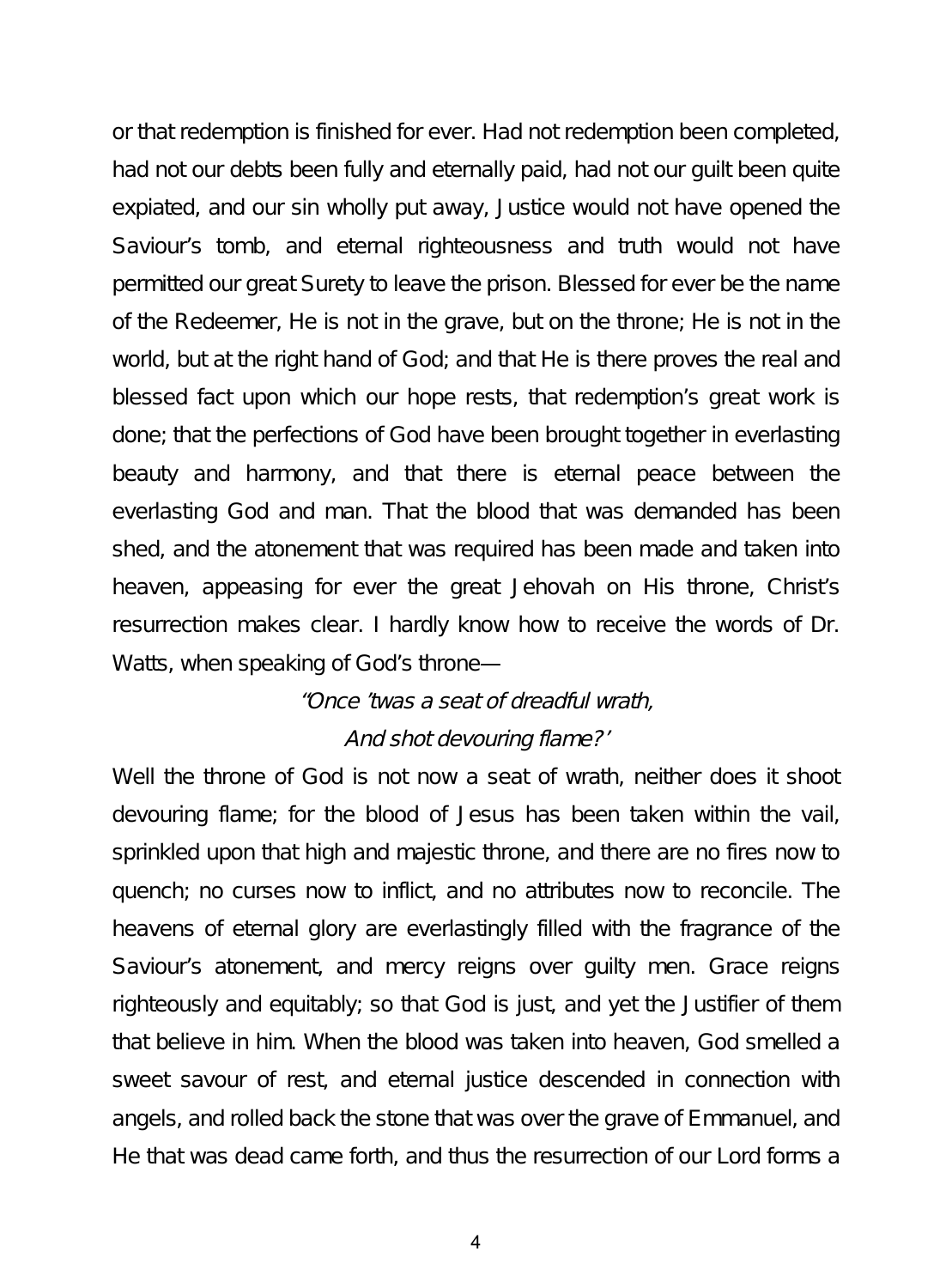or that redemption is finished for ever. Had not redemption been completed, had not our debts been fully and eternally paid, had not our guilt been quite expiated, and our sin wholly put away, Justice would not have opened the Saviour's tomb, and eternal righteousness and truth would not have permitted our great Surety to leave the prison. Blessed for ever be the name of the Redeemer, He is not in the grave, but on the throne; He is not in the world, but at the right hand of God; and that He is there proves the real and blessed fact upon which our hope rests, that redemption's great work is done; that the perfections of God have been brought together in everlasting beauty and harmony, and that there is eternal peace between the everlasting God and man. That the blood that was demanded has been shed, and the atonement that was required has been made and taken into heaven, appeasing for ever the great Jehovah on His throne, Christ's resurrection makes clear. I hardly know how to receive the words of Dr. Watts, when speaking of God's throne—

*"Once 'twas a seat of dreadful wrath,*
*And shot devouring flame?'*

Well the throne of God is not now a seat of wrath, neither does it shoot devouring flame; for the blood of Jesus has been taken within the vail, sprinkled upon that high and majestic throne, and there are no fires now to quench; no curses now to inflict, and no attributes now to reconcile. The heavens of eternal glory are everlastingly filled with the fragrance of the Saviour's atonement, and mercy reigns over guilty men. Grace reigns righteously and equitably; so that God is just, and yet the Justifier of them that believe in him. When the blood was taken into heaven, God smelled a sweet savour of rest, and eternal justice descended in connection with angels, and rolled back the stone that was over the grave of Emmanuel, and He that was dead came forth, and thus the resurrection of our Lord forms a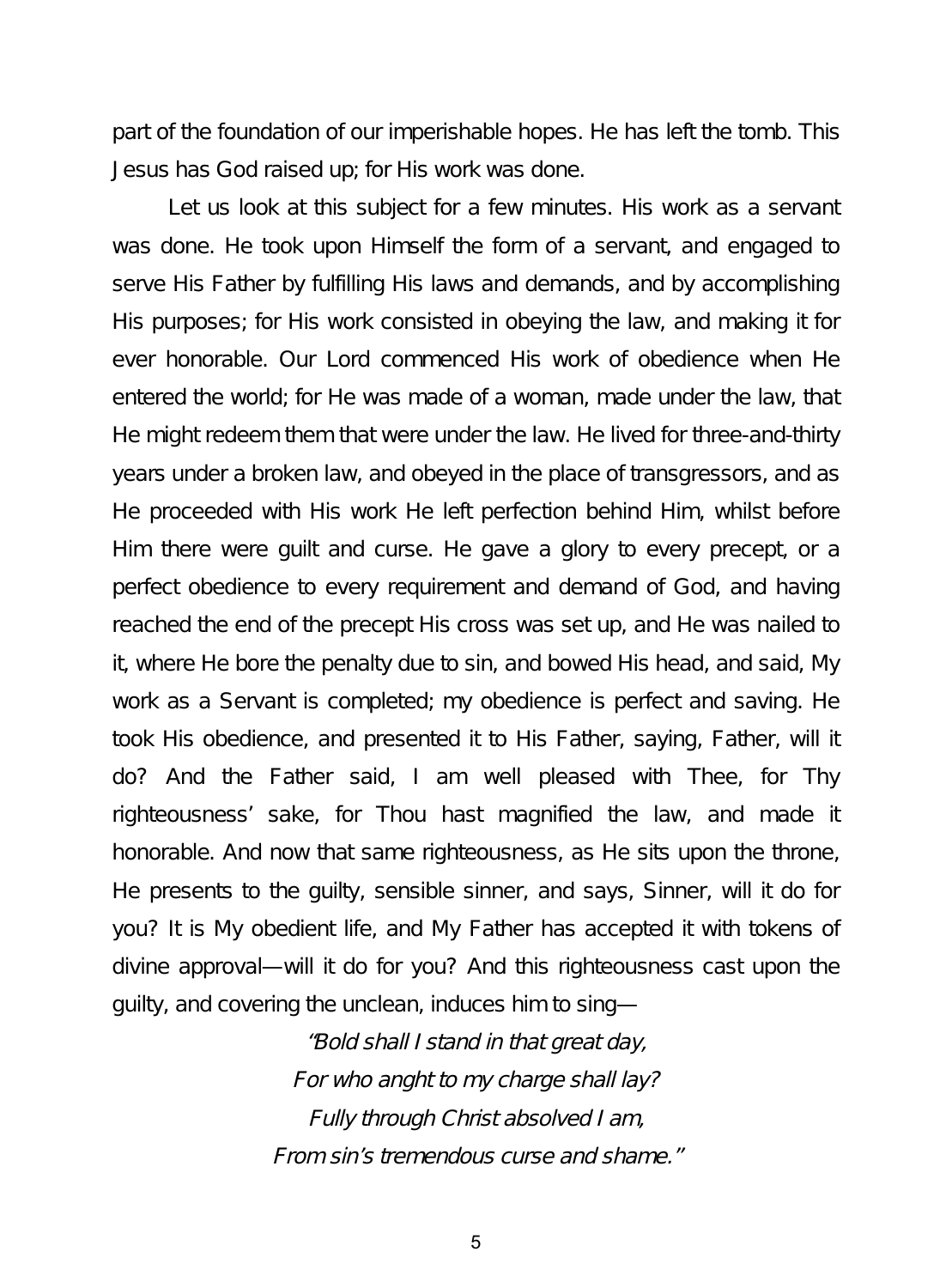part of the foundation of our imperishable hopes. He has left the tomb. This Jesus has God raised up; for His work was done.

Let us look at this subject for a few minutes. His work as a servant was done. He took upon Himself the form of a servant, and engaged to serve His Father by fulfilling His laws and demands, and by accomplishing His purposes; for His work consisted in obeying the law, and making it for ever honorable. Our Lord commenced His work of obedience when He entered the world; for He was made of a woman, made under the law, that He might redeem them that were under the law. He lived for three-and-thirty years under a broken law, and obeyed in the place of transgressors, and as He proceeded with His work He left perfection behind Him, whilst before Him there were guilt and curse. He gave a glory to every precept, or a perfect obedience to every requirement and demand of God, and having reached the end of the precept His cross was set up, and He was nailed to it, where He bore the penalty due to sin, and bowed His head, and said, My work as a Servant is completed; my obedience is perfect and saving. He took His obedience, and presented it to His Father, saying, Father, will it do? And the Father said, I am well pleased with Thee, for Thy righteousness' sake, for Thou hast magnified the law, and made it honorable. And now that same righteousness, as He sits upon the throne, He presents to the guilty, sensible sinner, and says, Sinner, will it do for you? It is My obedient life, and My Father has accepted it with tokens of divine approval—will it do for you? And this righteousness cast upon the guilty, and covering the unclean, induces him to sing—

*"Bold shall I stand in that great day,*
*For who anght to my charge shall lay?*
*Fully through Christ absolved I am,*
*From sin's tremendous curse and shame."*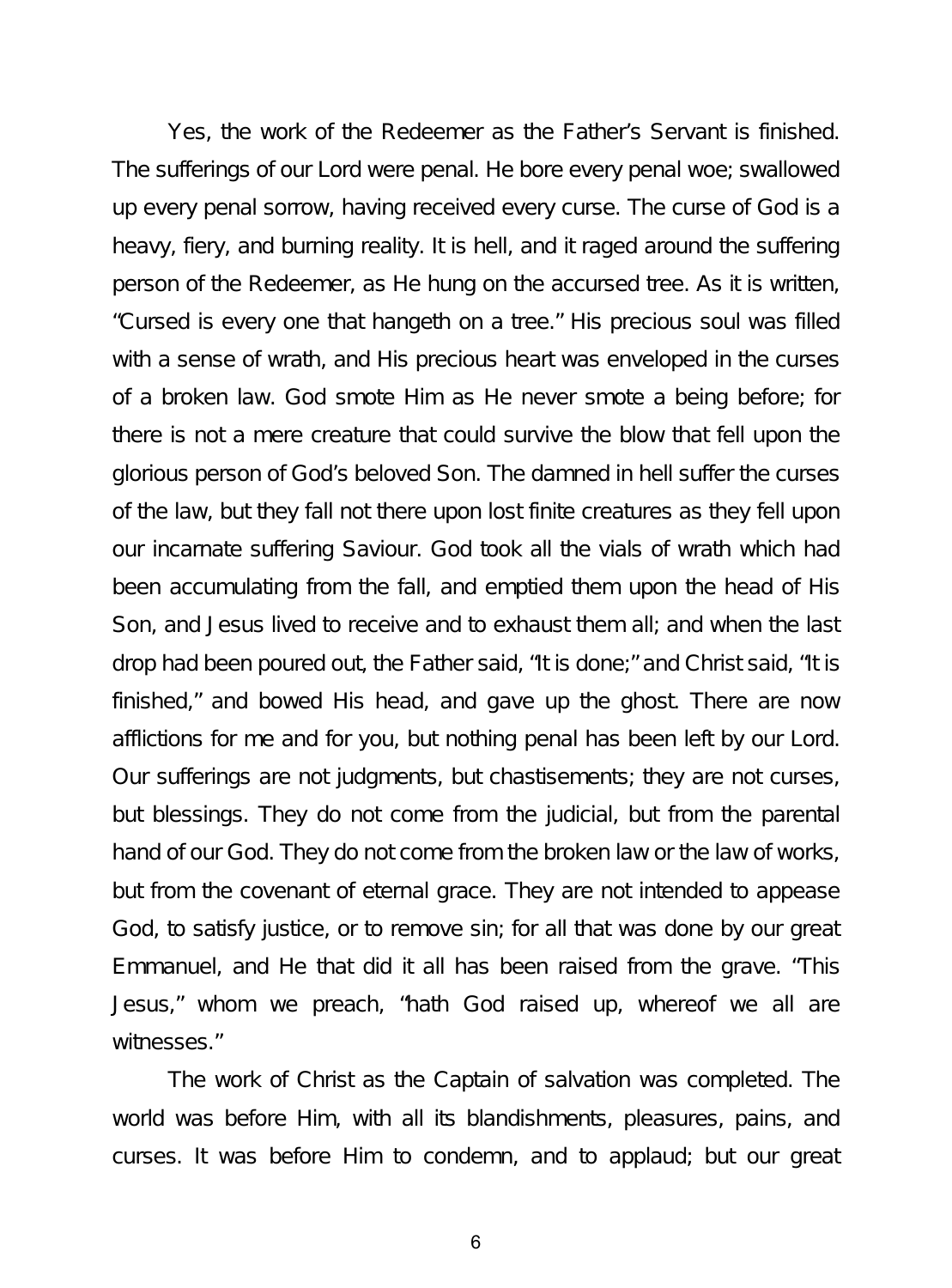Yes, the work of the Redeemer as the Father's Servant is finished. The sufferings of our Lord were penal. He bore every penal woe; swallowed up every penal sorrow, having received every curse. The curse of God is a heavy, fiery, and burning reality. It is hell, and it raged around the suffering person of the Redeemer, as He hung on the accursed tree. As it is written, "Cursed is every one that hangeth on a tree." His precious soul was filled with a sense of wrath, and His precious heart was enveloped in the curses of a broken law. God smote Him as He never smote a being before; for there is not a mere creature that could survive the blow that fell upon the glorious person of God's beloved Son. The damned in hell suffer the curses of the law, but they fall not there upon lost finite creatures as they fell upon our incarnate suffering Saviour. God took all the vials of wrath which had been accumulating from the fall, and emptied them upon the head of His Son, and Jesus lived to receive and to exhaust them all; and when the last drop had been poured out, the Father said, "It is done;" and Christ said, "It is finished," and bowed His head, and gave up the ghost. There are now afflictions for me and for you, but nothing penal has been left by our Lord. Our sufferings are not judgments, but chastisements; they are not curses, but blessings. They do not come from the judicial, but from the parental hand of our God. They do not come from the broken law or the law of works, but from the covenant of eternal grace. They are not intended to appease God, to satisfy justice, or to remove sin; for all that was done by our great Emmanuel, and He that did it all has been raised from the grave. "This Jesus," whom we preach, "hath God raised up, whereof we all are witnesses."

The work of Christ as the Captain of salvation was completed. The world was before Him, with all its blandishments, pleasures, pains, and curses. It was before Him to condemn, and to applaud; but our great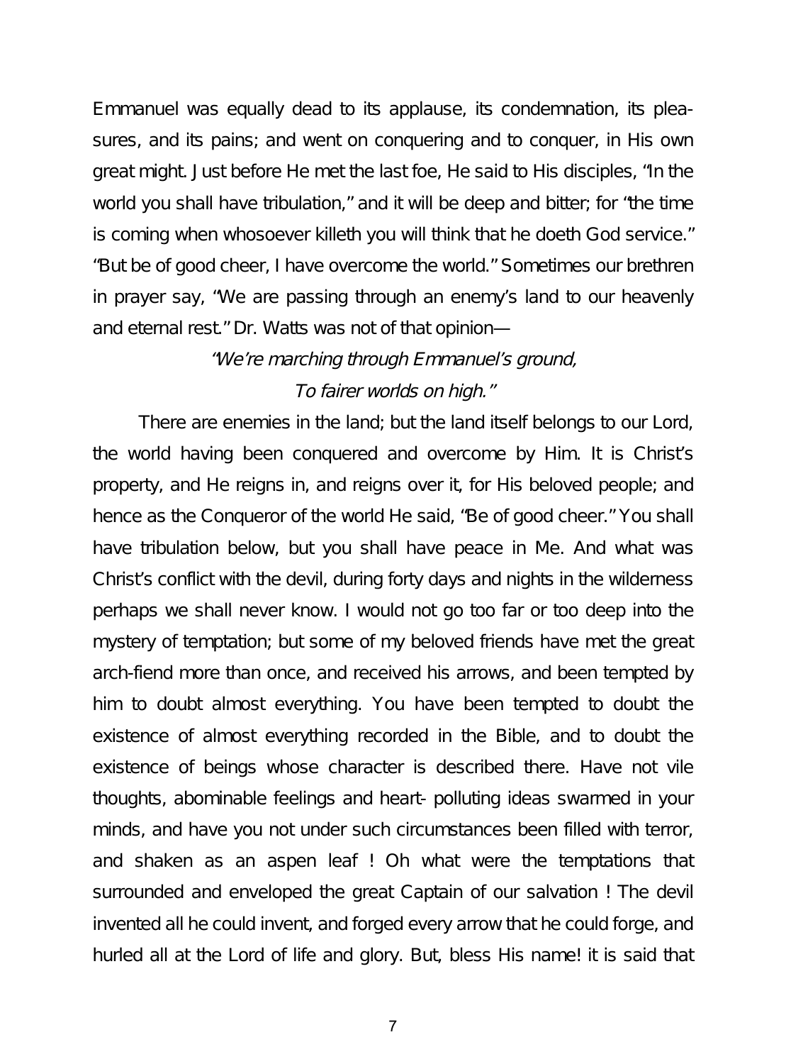Emmanuel was equally dead to its applause, its condemnation, its pleasures, and its pains; and went on conquering and to conquer, in His own great might. Just before He met the last foe, He said to His disciples, "In the world you shall have tribulation," and it will be deep and bitter; for "the time is coming when whosoever killeth you will think that he doeth God service." "But be of good cheer, I have overcome the world." Sometimes our brethren in prayer say, "We are passing through an enemy's land to our heavenly and eternal rest." Dr. Watts was not of that opinion—

*"We're marching through Emmanuel's ground,*
*To fairer worlds on high."*

There are enemies in the land; but the land itself belongs to our Lord, the world having been conquered and overcome by Him. It is Christ's property, and He reigns in, and reigns over it, for His beloved people; and hence as the Conqueror of the world He said, "Be of good cheer." You shall have tribulation below, but you shall have peace in Me. And what was Christ's conflict with the devil, during forty days and nights in the wilderness perhaps we shall never know. I would not go too far or too deep into the mystery of temptation; but some of my beloved friends have met the great arch-fiend more than once, and received his arrows, and been tempted by him to doubt almost everything. You have been tempted to doubt the existence of almost everything recorded in the Bible, and to doubt the existence of beings whose character is described there. Have not vile thoughts, abominable feelings and heart- polluting ideas swarmed in your minds, and have you not under such circumstances been filled with terror, and shaken as an aspen leaf ! Oh what were the temptations that surrounded and enveloped the great Captain of our salvation ! The devil invented all he could invent, and forged every arrow that he could forge, and hurled all at the Lord of life and glory. But, bless His name! it is said that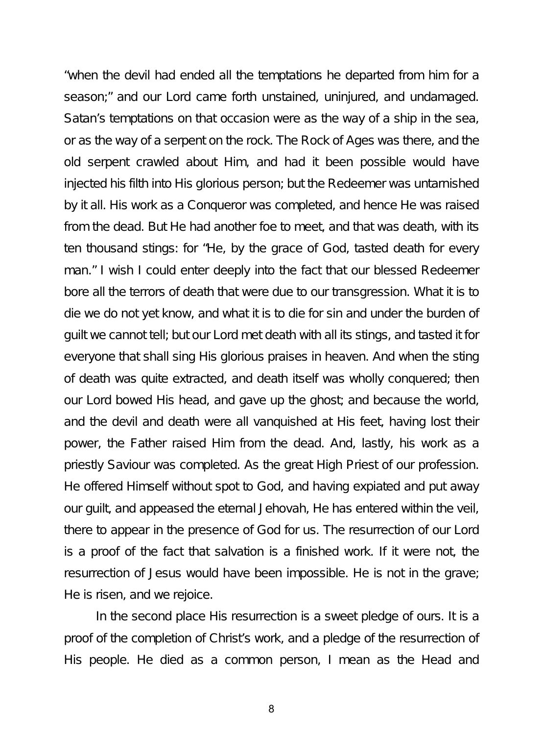"when the devil had ended all the temptations he departed from him for a season;" and our Lord came forth unstained, uninjured, and undamaged. Satan's temptations on that occasion were as the way of a ship in the sea, or as the way of a serpent on the rock. The Rock of Ages was there, and the old serpent crawled about Him, and had it been possible would have injected his filth into His glorious person; but the Redeemer was untarnished by it all. His work as a Conqueror was completed, and hence He was raised from the dead. But He had another foe to meet, and that was death, with its ten thousand stings: for "He, by the grace of God, tasted death for every man." I wish I could enter deeply into the fact that our blessed Redeemer bore all the terrors of death that were due to our transgression. What it is to die we do not yet know, and what it is to die for sin and under the burden of guilt we cannot tell; but our Lord met death with all its stings, and tasted it for everyone that shall sing His glorious praises in heaven. And when the sting of death was quite extracted, and death itself was wholly conquered; then our Lord bowed His head, and gave up the ghost; and because the world, and the devil and death were all vanquished at His feet, having lost their power, the Father raised Him from the dead. And, lastly, his work as a priestly Saviour was completed. As the great High Priest of our profession. He offered Himself without spot to God, and having expiated and put away our guilt, and appeased the eternal Jehovah, He has entered within the veil, there to appear in the presence of God for us. The resurrection of our Lord is a proof of the fact that salvation is a finished work. If it were not, the resurrection of Jesus would have been impossible. He is not in the grave; He is risen, and we rejoice.

In the second place His resurrection is a sweet pledge of ours. It is a proof of the completion of Christ's work, and a pledge of the resurrection of His people. He died as a common person, I mean as the Head and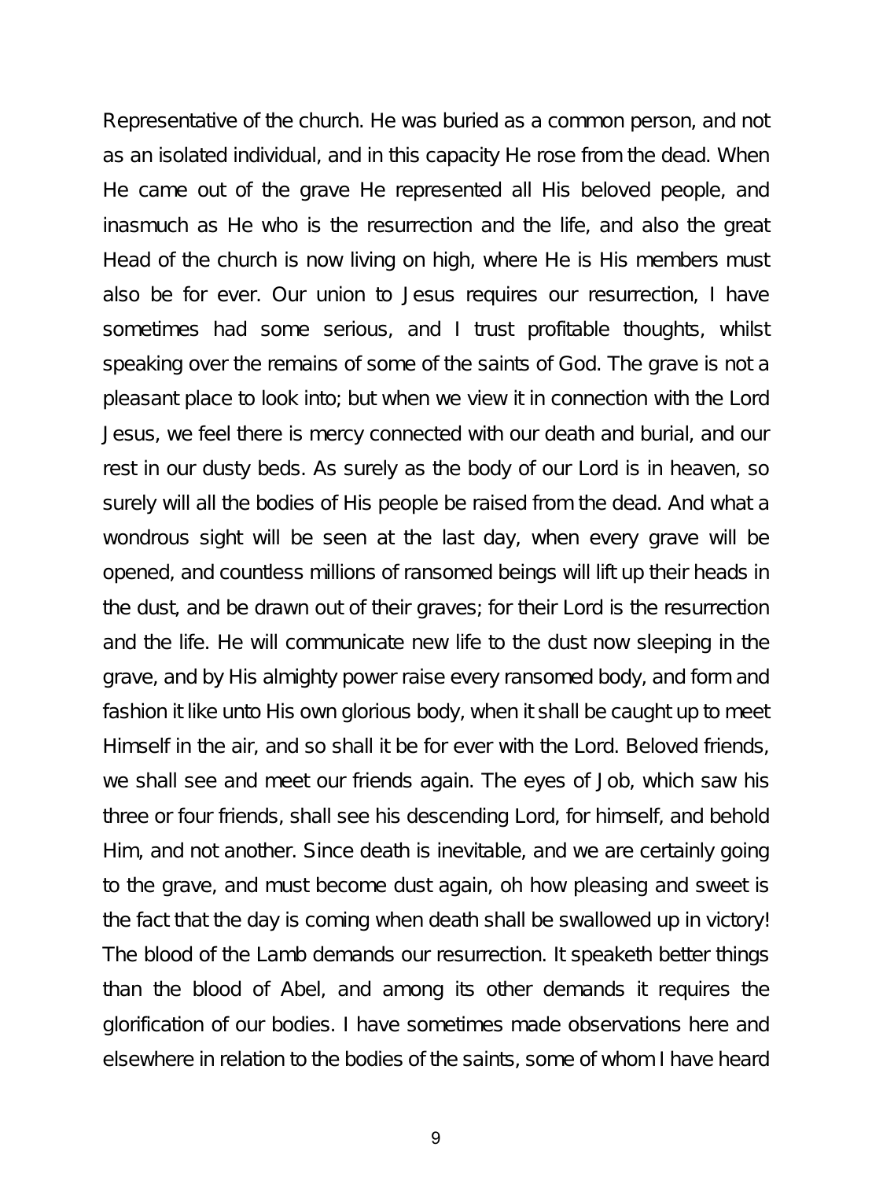Representative of the church. He was buried as a common person, and not as an isolated individual, and in this capacity He rose from the dead. When He came out of the grave He represented all His beloved people, and inasmuch as He who is the resurrection and the life, and also the great Head of the church is now living on high, where He is His members must also be for ever. Our union to Jesus requires our resurrection, I have sometimes had some serious, and I trust profitable thoughts, whilst speaking over the remains of some of the saints of God. The grave is not a pleasant place to look into; but when we view it in connection with the Lord Jesus, we feel there is mercy connected with our death and burial, and our rest in our dusty beds. As surely as the body of our Lord is in heaven, so surely will all the bodies of His people be raised from the dead. And what a wondrous sight will be seen at the last day, when every grave will be opened, and countless millions of ransomed beings will lift up their heads in the dust, and be drawn out of their graves; for their Lord is the resurrection and the life. He will communicate new life to the dust now sleeping in the grave, and by His almighty power raise every ransomed body, and form and fashion it like unto His own glorious body, when it shall be caught up to meet Himself in the air, and so shall it be for ever with the Lord. Beloved friends, we shall see and meet our friends again. The eyes of Job, which saw his three or four friends, shall see his descending Lord, for himself, and behold Him, and not another. Since death is inevitable, and we are certainly going to the grave, and must become dust again, oh how pleasing and sweet is the fact that the day is coming when death shall be swallowed up in victory! The blood of the Lamb demands our resurrection. It speaketh better things than the blood of Abel, and among its other demands it requires the glorification of our bodies. I have sometimes made observations here and elsewhere in relation to the bodies of the saints, some of whom I have heard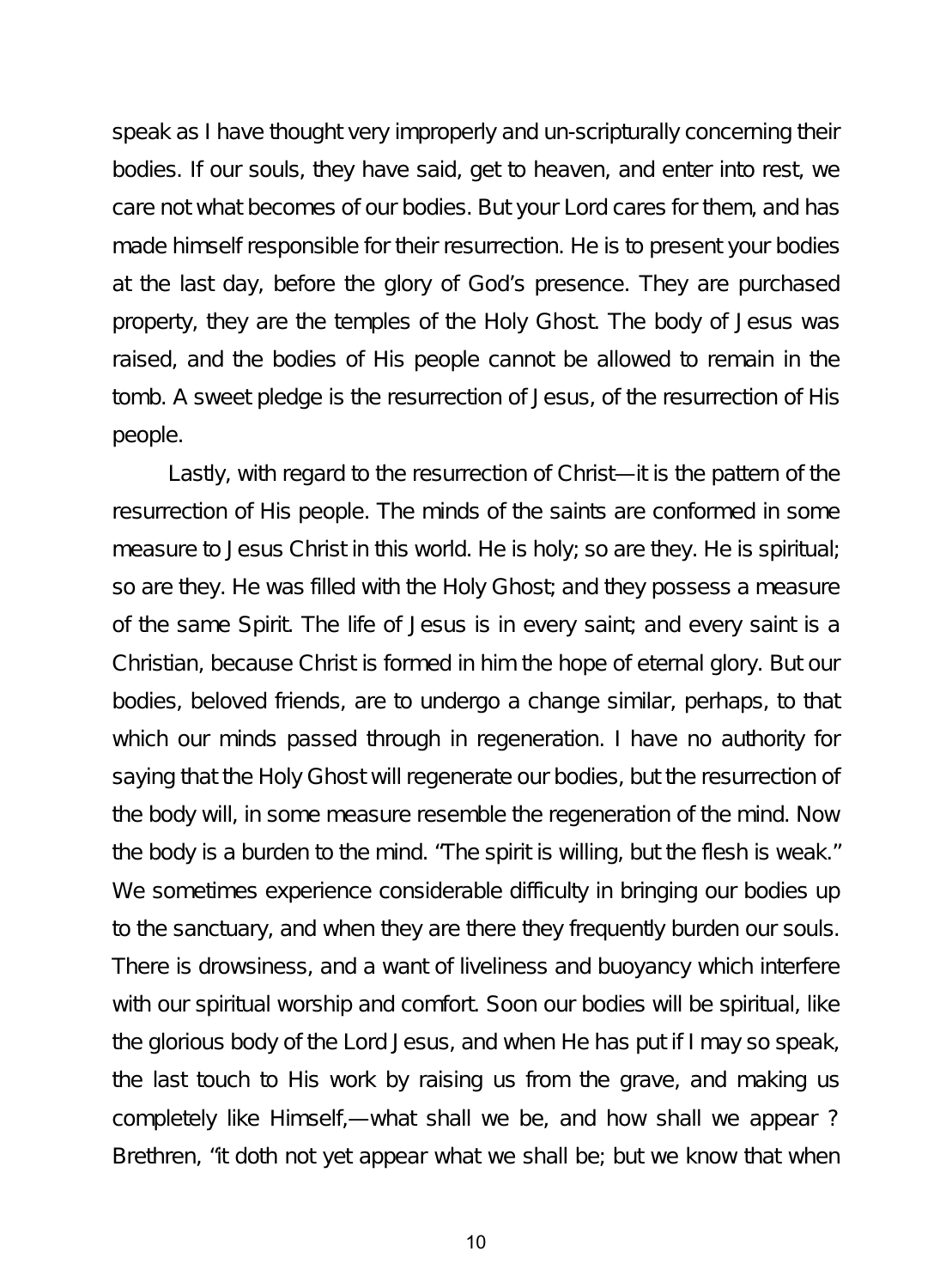speak as I have thought very improperly and un-scripturally concerning their bodies. If our souls, they have said, get to heaven, and enter into rest, we care not what becomes of our bodies. But your Lord cares for them, and has made himself responsible for their resurrection. He is to present your bodies at the last day, before the glory of God's presence. They are purchased property, they are the temples of the Holy Ghost. The body of Jesus was raised, and the bodies of His people cannot be allowed to remain in the tomb. A sweet pledge is the resurrection of Jesus, of the resurrection of His people.

Lastly, with regard to the resurrection of Christ—it is the pattern of the resurrection of His people. The minds of the saints are conformed in some measure to Jesus Christ in this world. He is holy; so are they. He is spiritual; so are they. He was filled with the Holy Ghost; and they possess a measure of the same Spirit. The life of Jesus is in every saint; and every saint is a Christian, because Christ is formed in him the hope of eternal glory. But our bodies, beloved friends, are to undergo a change similar, perhaps, to that which our minds passed through in regeneration. I have no authority for saying that the Holy Ghost will regenerate our bodies, but the resurrection of the body will, in some measure resemble the regeneration of the mind. Now the body is a burden to the mind. "The spirit is willing, but the flesh is weak." We sometimes experience considerable difficulty in bringing our bodies up to the sanctuary, and when they are there they frequently burden our souls. There is drowsiness, and a want of liveliness and buoyancy which interfere with our spiritual worship and comfort. Soon our bodies will be spiritual, like the glorious body of the Lord Jesus, and when He has put if I may so speak, the last touch to His work by raising us from the grave, and making us completely like Himself,—what shall we be, and how shall we appear ? Brethren, "it doth not yet appear what we shall be; but we know that when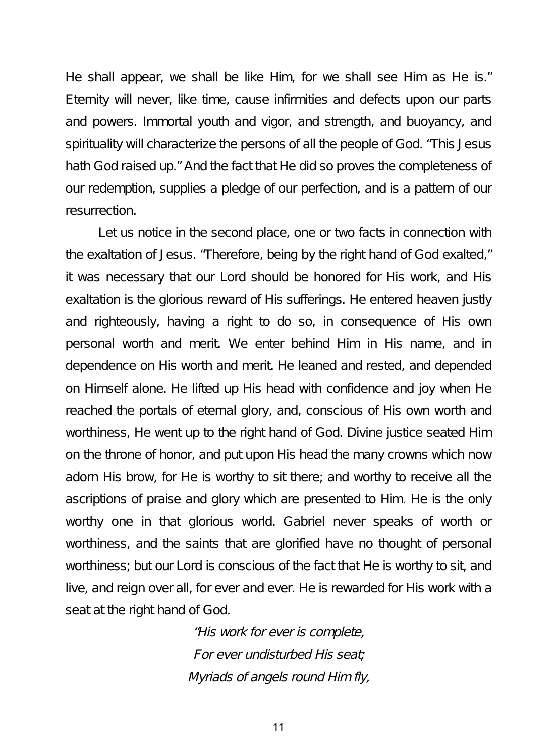He shall appear, we shall be like Him, for we shall see Him as He is." Eternity will never, like time, cause infirmities and defects upon our parts and powers. Immortal youth and vigor, and strength, and buoyancy, and spirituality will characterize the persons of all the people of God. "This Jesus hath God raised up." And the fact that He did so proves the completeness of our redemption, supplies a pledge of our perfection, and is a pattern of our resurrection.

Let us notice in the second place, one or two facts in connection with the exaltation of Jesus. "Therefore, being by the right hand of God exalted," it was necessary that our Lord should be honored for His work, and His exaltation is the glorious reward of His sufferings. He entered heaven justly and righteously, having a right to do so, in consequence of His own personal worth and merit. We enter behind Him in His name, and in dependence on His worth and merit. He leaned and rested, and depended on Himself alone. He lifted up His head with confidence and joy when He reached the portals of eternal glory, and, conscious of His own worth and worthiness, He went up to the right hand of God. Divine justice seated Him on the throne of honor, and put upon His head the many crowns which now adorn His brow, for He is worthy to sit there; and worthy to receive all the ascriptions of praise and glory which are presented to Him. He is the only worthy one in that glorious world. Gabriel never speaks of worth or worthiness, and the saints that are glorified have no thought of personal worthiness; but our Lord is conscious of the fact that He is worthy to sit, and live, and reign over all, for ever and ever. He is rewarded for His work with a seat at the right hand of God.

*"His work for ever is complete,*
*For ever undisturbed His seat;*
*Myriads of angels round Him fly,*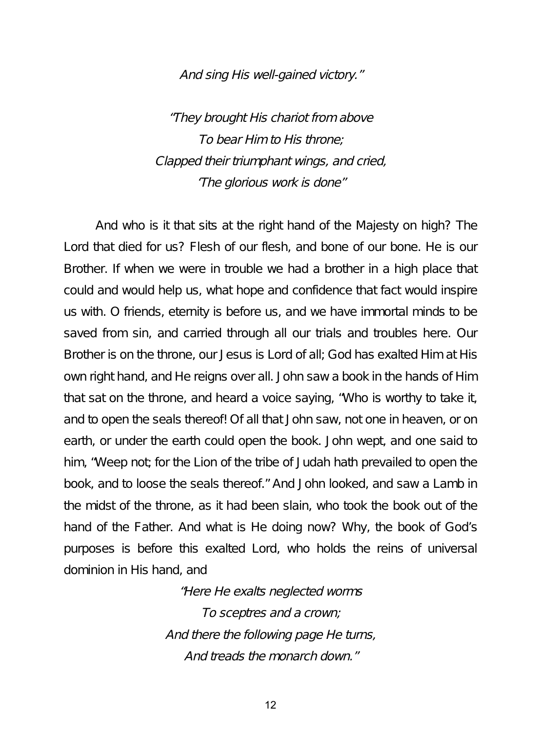*And sing His well-gained victory."*

*"They brought His chariot from above*
*To bear Him to His throne;*
*Clapped their triumphant wings, and cried,*
*'The glorious work is done"*

And who is it that sits at the right hand of the Majesty on high? The Lord that died for us? Flesh of our flesh, and bone of our bone. He is our Brother. If when we were in trouble we had a brother in a high place that could and would help us, what hope and confidence that fact would inspire us with. O friends, eternity is before us, and we have immortal minds to be saved from sin, and carried through all our trials and troubles here. Our Brother is on the throne, our Jesus is Lord of all; God has exalted Him at His own right hand, and He reigns over all. John saw a book in the hands of Him that sat on the throne, and heard a voice saying, "Who is worthy to take it, and to open the seals thereof! Of all that John saw, not one in heaven, or on earth, or under the earth could open the book. John wept, and one said to him, "Weep not; for the Lion of the tribe of Judah hath prevailed to open the book, and to loose the seals thereof." And John looked, and saw a Lamb in the midst of the throne, as it had been slain, who took the book out of the hand of the Father. And what is He doing now? Why, the book of God's purposes is before this exalted Lord, who holds the reins of universal dominion in His hand, and

*"Here He exalts neglected worms*
*To sceptres and a crown;*
*And there the following page He turns,*
*And treads the monarch down."*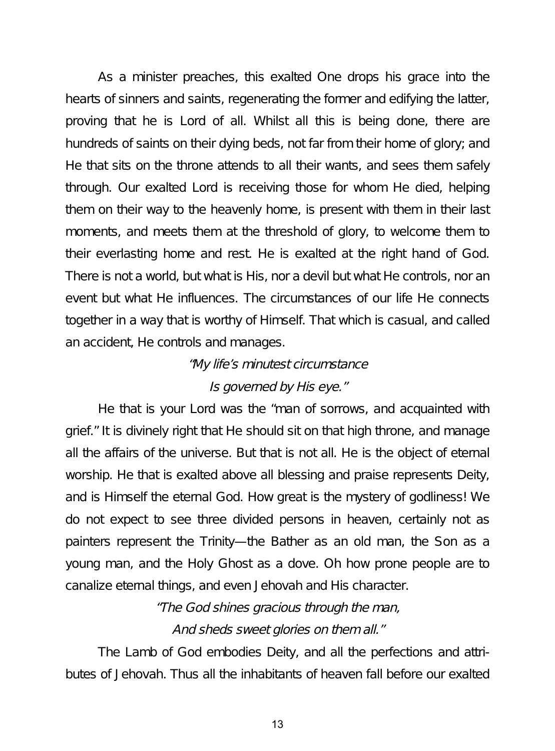As a minister preaches, this exalted One drops his grace into the hearts of sinners and saints, regenerating the former and edifying the latter, proving that he is Lord of all. Whilst all this is being done, there are hundreds of saints on their dying beds, not far from their home of glory; and He that sits on the throne attends to all their wants, and sees them safely through. Our exalted Lord is receiving those for whom He died, helping them on their way to the heavenly home, is present with them in their last moments, and meets them at the threshold of glory, to welcome them to their everlasting home and rest. He is exalted at the right hand of God. There is not a world, but what is His, nor a devil but what He controls, nor an event but what He influences. The circumstances of our life He connects together in a way that is worthy of Himself. That which is casual, and called an accident, He controls and manages.

*"My life's minutest circumstance*
*Is governed by His eye."*

He that is your Lord was the "man of sorrows, and acquainted with grief." It is divinely right that He should sit on that high throne, and manage all the affairs of the universe. But that is not all. He is the object of eternal worship. He that is exalted above all blessing and praise represents Deity, and is Himself the eternal God. How great is the mystery of godliness! We do not expect to see three divided persons in heaven, certainly not as painters represent the Trinity—the Bather as an old man, the Son as a young man, and the Holy Ghost as a dove. Oh how prone people are to canalize eternal things, and even Jehovah and His character.

*"The God shines gracious through the man,*
*And sheds sweet glories on them all."*

The Lamb of God embodies Deity, and all the perfections and attributes of Jehovah. Thus all the inhabitants of heaven fall before our exalted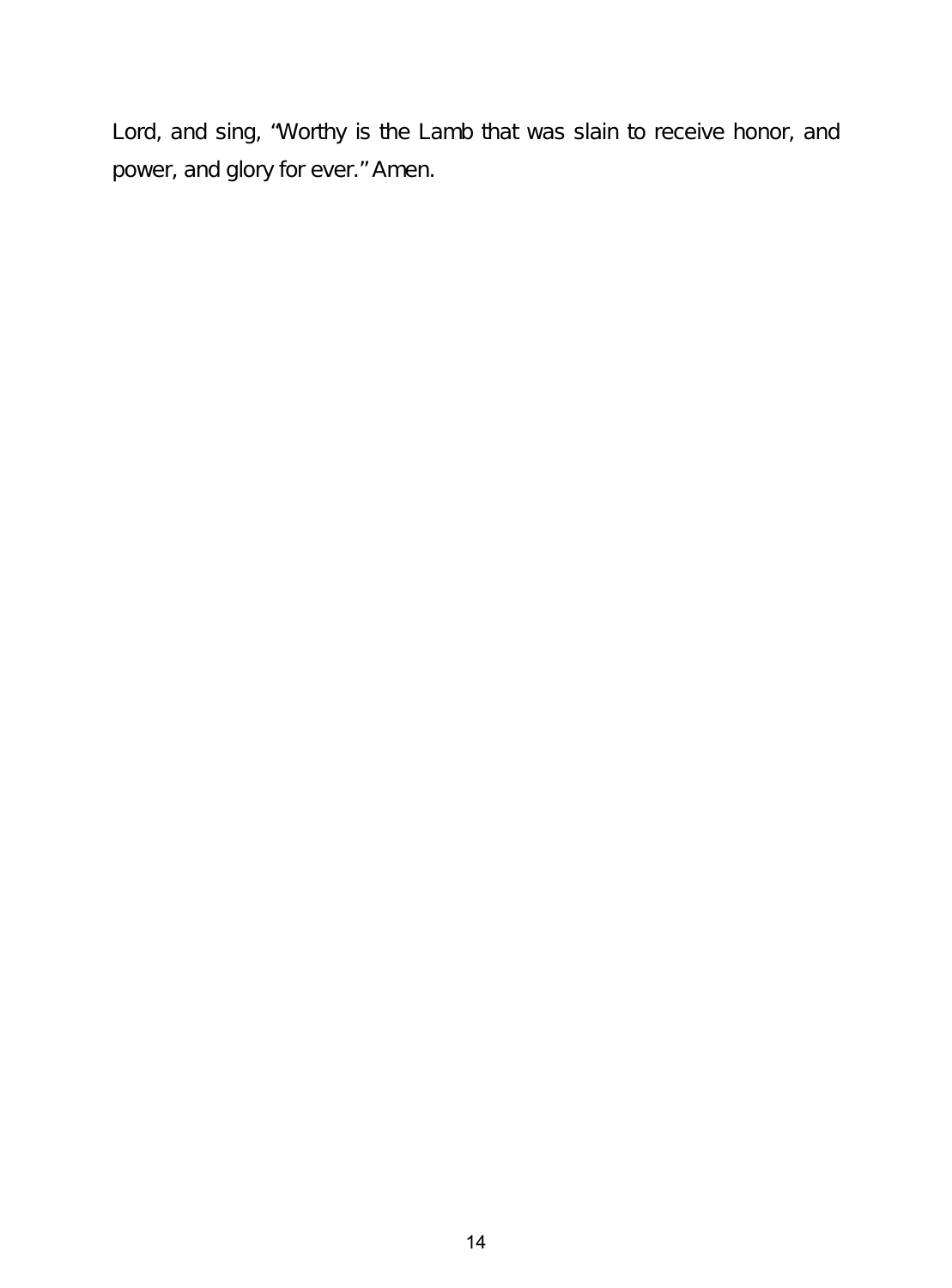Lord, and sing, "Worthy is the Lamb that was slain to receive honor, and power, and glory for ever." Amen.